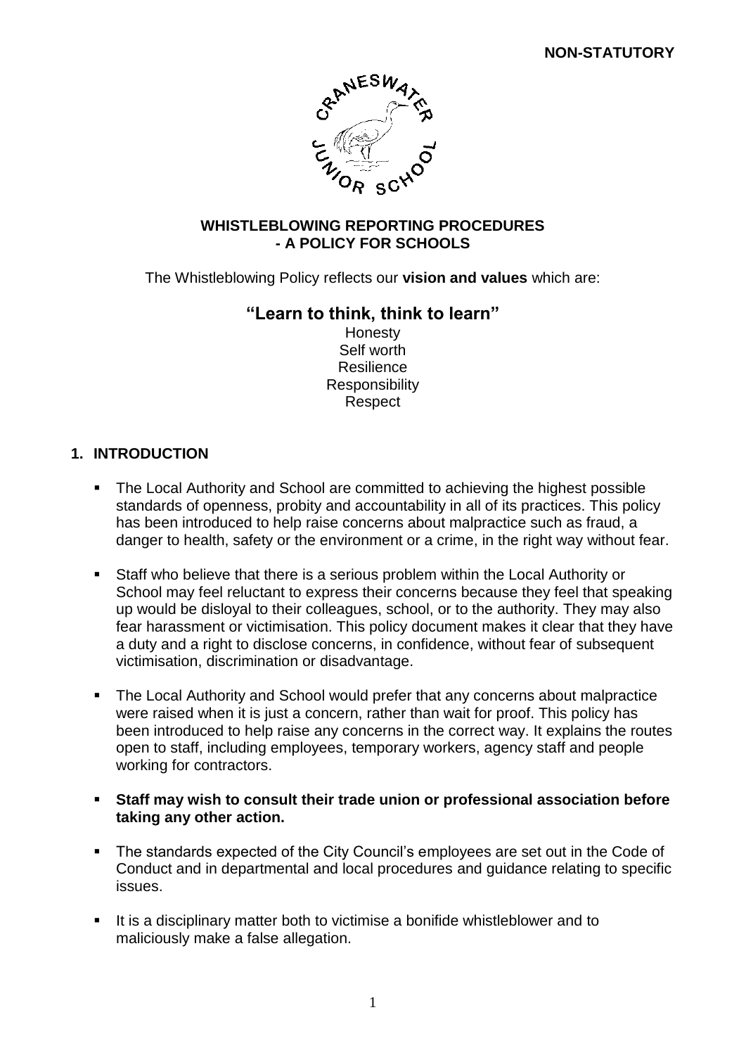**NON-STATUTORY**

# WHISTLEBLOWING REPORTING PROCEDURES - A POLICY FOR SCHOOLS

The Whistleblowing Policy reflects our **vision and values** which are:

## "Learn to think, think to learn"

Honesty
Self worth
Resilience
Responsibility
Respect

## 1. INTRODUCTION

- The Local Authority and School are committed to achieving the highest possible standards of openness, probity and accountability in all of its practices. This policy has been introduced to help raise concerns about malpractice such as fraud, a danger to health, safety or the environment or a crime, in the right way without fear.
- Staff who believe that there is a serious problem within the Local Authority or School may feel reluctant to express their concerns because they feel that speaking up would be disloyal to their colleagues, school, or to the authority. They may also fear harassment or victimisation. This policy document makes it clear that they have a duty and a right to disclose concerns, in confidence, without fear of subsequent victimisation, discrimination or disadvantage.
- The Local Authority and School would prefer that any concerns about malpractice were raised when it is just a concern, rather than wait for proof. This policy has been introduced to help raise any concerns in the correct way. It explains the routes open to staff, including employees, temporary workers, agency staff and people working for contractors.
- **Staff may wish to consult their trade union or professional association before taking any other action.**
- The standards expected of the City Council's employees are set out in the Code of Conduct and in departmental and local procedures and guidance relating to specific issues.
- It is a disciplinary matter both to victimise a bonifide whistleblower and to maliciously make a false allegation.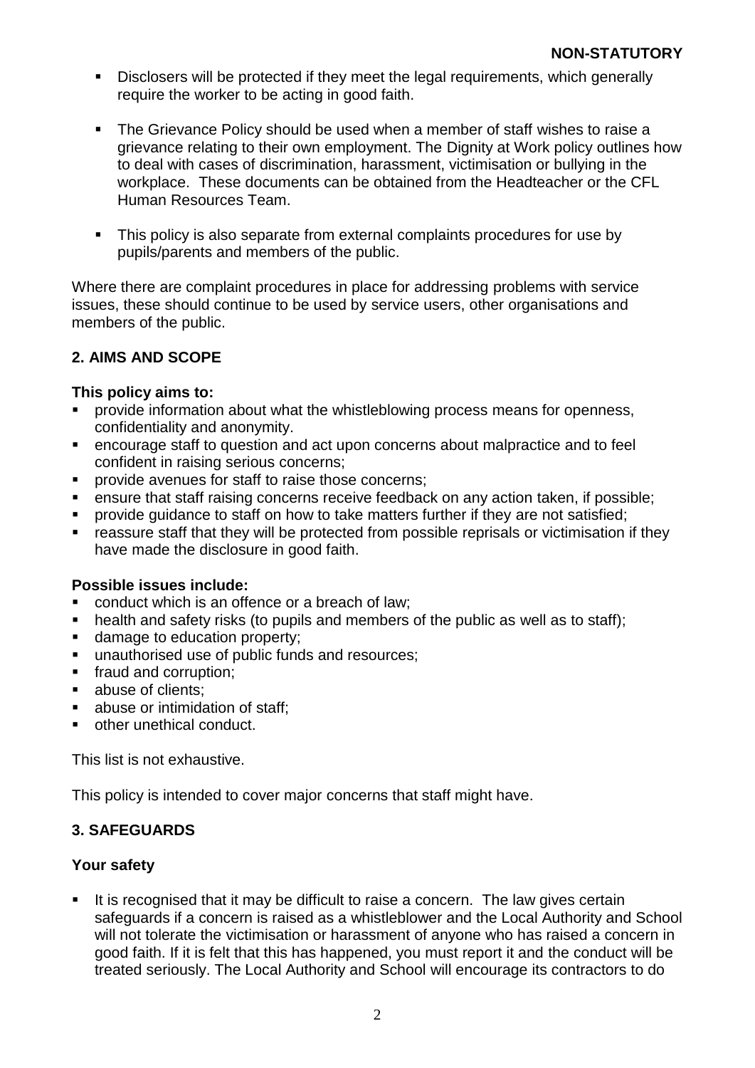- Disclosers will be protected if they meet the legal requirements, which generally require the worker to be acting in good faith.

- The Grievance Policy should be used when a member of staff wishes to raise a grievance relating to their own employment. The Dignity at Work policy outlines how to deal with cases of discrimination, harassment, victimisation or bullying in the workplace. These documents can be obtained from the Headteacher or the CFL Human Resources Team.

- This policy is also separate from external complaints procedures for use by pupils/parents and members of the public.

Where there are complaint procedures in place for addressing problems with service issues, these should continue to be used by service users, other organisations and members of the public.

## 2. AIMS AND SCOPE

**This policy aims to:**

- provide information about what the whistleblowing process means for openness, confidentiality and anonymity.
- encourage staff to question and act upon concerns about malpractice and to feel confident in raising serious concerns;
- provide avenues for staff to raise those concerns;
- ensure that staff raising concerns receive feedback on any action taken, if possible;
- provide guidance to staff on how to take matters further if they are not satisfied;
- reassure staff that they will be protected from possible reprisals or victimisation if they have made the disclosure in good faith.

**Possible issues include:**

- conduct which is an offence or a breach of law;
- health and safety risks (to pupils and members of the public as well as to staff);
- damage to education property;
- unauthorised use of public funds and resources;
- fraud and corruption;
- abuse of clients;
- abuse or intimidation of staff;
- other unethical conduct.

This list is not exhaustive.

This policy is intended to cover major concerns that staff might have.

## 3. SAFEGUARDS

**Your safety**

- It is recognised that it may be difficult to raise a concern. The law gives certain safeguards if a concern is raised as a whistleblower and the Local Authority and School will not tolerate the victimisation or harassment of anyone who has raised a concern in good faith. If it is felt that this has happened, you must report it and the conduct will be treated seriously. The Local Authority and School will encourage its contractors to do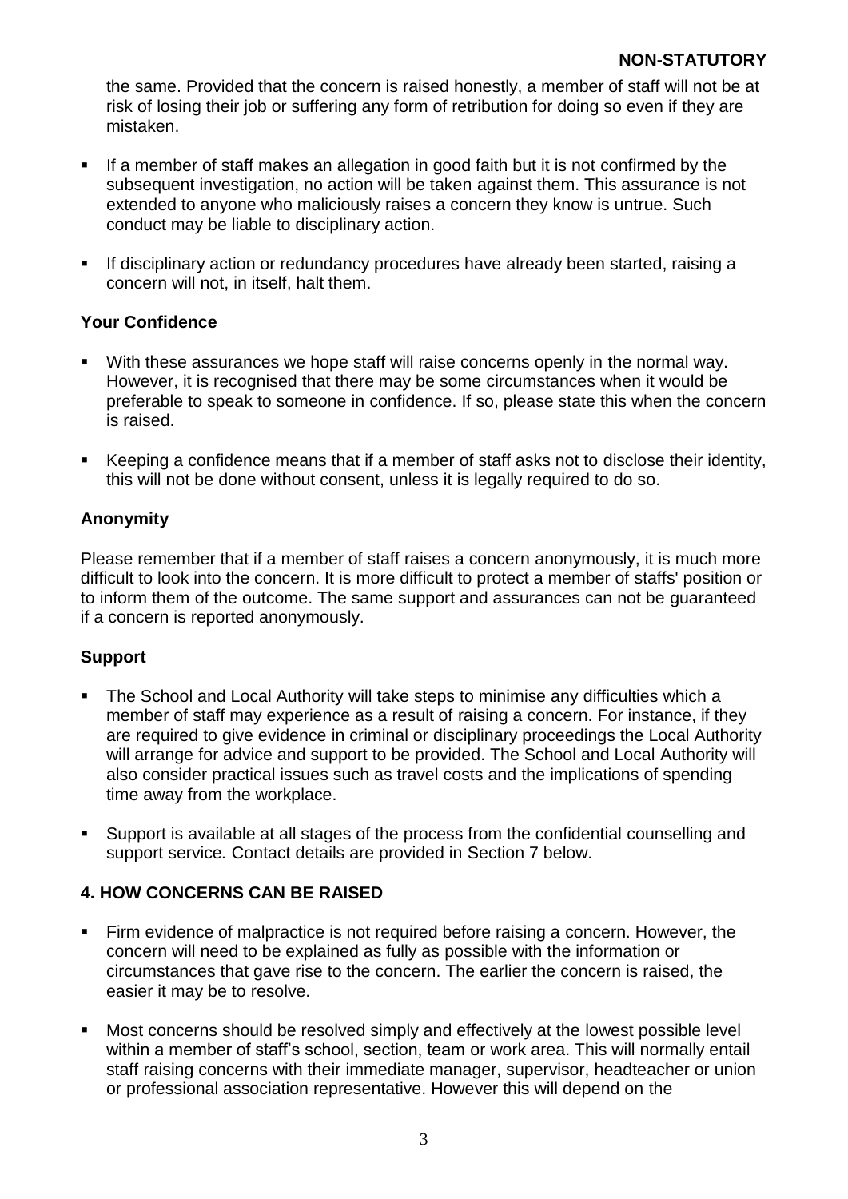the same. Provided that the concern is raised honestly, a member of staff will not be at risk of losing their job or suffering any form of retribution for doing so even if they are mistaken.

- If a member of staff makes an allegation in good faith but it is not confirmed by the subsequent investigation, no action will be taken against them. This assurance is not extended to anyone who maliciously raises a concern they know is untrue. Such conduct may be liable to disciplinary action.
- If disciplinary action or redundancy procedures have already been started, raising a concern will not, in itself, halt them.

**Your Confidence**

- With these assurances we hope staff will raise concerns openly in the normal way. However, it is recognised that there may be some circumstances when it would be preferable to speak to someone in confidence. If so, please state this when the concern is raised.
- Keeping a confidence means that if a member of staff asks not to disclose their identity, this will not be done without consent, unless it is legally required to do so.

**Anonymity**

Please remember that if a member of staff raises a concern anonymously, it is much more difficult to look into the concern. It is more difficult to protect a member of staffs' position or to inform them of the outcome. The same support and assurances can not be guaranteed if a concern is reported anonymously.

**Support**

- The School and Local Authority will take steps to minimise any difficulties which a member of staff may experience as a result of raising a concern. For instance, if they are required to give evidence in criminal or disciplinary proceedings the Local Authority will arrange for advice and support to be provided. The School and Local Authority will also consider practical issues such as travel costs and the implications of spending time away from the workplace.
- Support is available at all stages of the process from the confidential counselling and support service*.* Contact details are provided in Section 7 below.

## 4. HOW CONCERNS CAN BE RAISED

- Firm evidence of malpractice is not required before raising a concern. However, the concern will need to be explained as fully as possible with the information or circumstances that gave rise to the concern. The earlier the concern is raised, the easier it may be to resolve.
- Most concerns should be resolved simply and effectively at the lowest possible level within a member of staff's school, section, team or work area. This will normally entail staff raising concerns with their immediate manager, supervisor, headteacher or union or professional association representative. However this will depend on the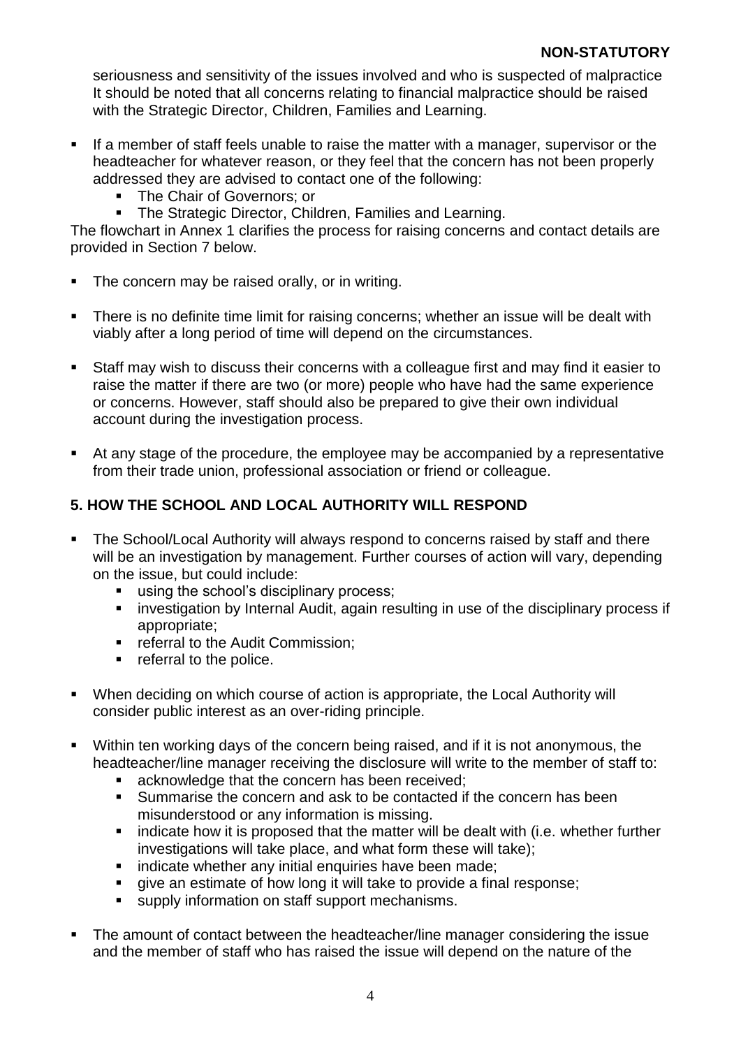seriousness and sensitivity of the issues involved and who is suspected of malpractice It should be noted that all concerns relating to financial malpractice should be raised with the Strategic Director, Children, Families and Learning.

- If a member of staff feels unable to raise the matter with a manager, supervisor or the headteacher for whatever reason, or they feel that the concern has not been properly addressed they are advised to contact one of the following:
  - The Chair of Governors; or
  - The Strategic Director, Children, Families and Learning.

The flowchart in Annex 1 clarifies the process for raising concerns and contact details are provided in Section 7 below.

- The concern may be raised orally, or in writing.
- There is no definite time limit for raising concerns; whether an issue will be dealt with viably after a long period of time will depend on the circumstances.
- Staff may wish to discuss their concerns with a colleague first and may find it easier to raise the matter if there are two (or more) people who have had the same experience or concerns. However, staff should also be prepared to give their own individual account during the investigation process.
- At any stage of the procedure, the employee may be accompanied by a representative from their trade union, professional association or friend or colleague.

## 5. HOW THE SCHOOL AND LOCAL AUTHORITY WILL RESPOND

- The School/Local Authority will always respond to concerns raised by staff and there will be an investigation by management. Further courses of action will vary, depending on the issue, but could include:
  - using the school's disciplinary process;
  - investigation by Internal Audit, again resulting in use of the disciplinary process if appropriate;
  - referral to the Audit Commission;
  - referral to the police.
- When deciding on which course of action is appropriate, the Local Authority will consider public interest as an over-riding principle.
- Within ten working days of the concern being raised, and if it is not anonymous, the headteacher/line manager receiving the disclosure will write to the member of staff to:
  - acknowledge that the concern has been received;
  - Summarise the concern and ask to be contacted if the concern has been misunderstood or any information is missing.
  - indicate how it is proposed that the matter will be dealt with (i.e. whether further investigations will take place, and what form these will take);
  - indicate whether any initial enquiries have been made;
  - give an estimate of how long it will take to provide a final response;
  - supply information on staff support mechanisms.
- The amount of contact between the headteacher/line manager considering the issue and the member of staff who has raised the issue will depend on the nature of the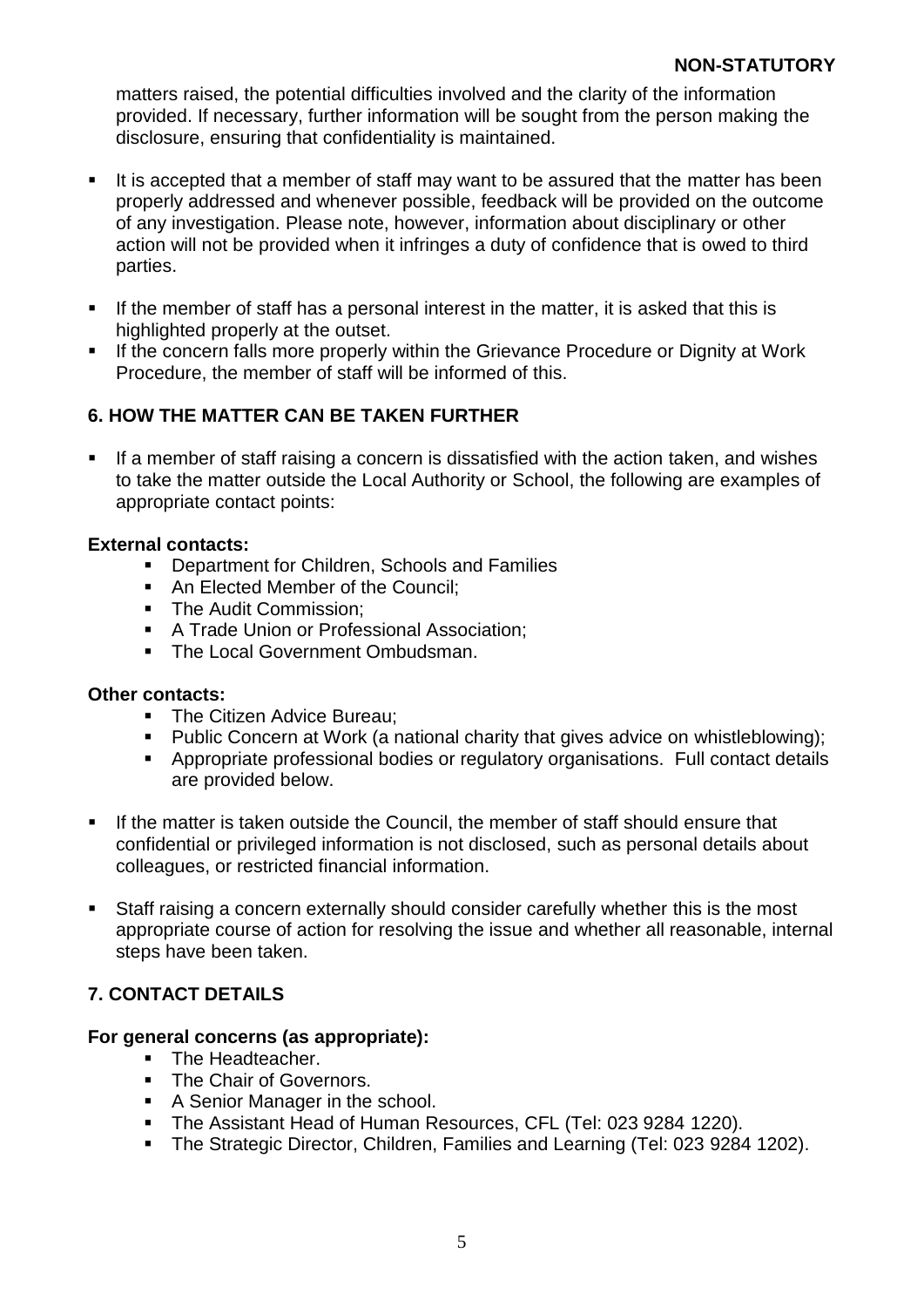matters raised, the potential difficulties involved and the clarity of the information provided. If necessary, further information will be sought from the person making the disclosure, ensuring that confidentiality is maintained.

- It is accepted that a member of staff may want to be assured that the matter has been properly addressed and whenever possible, feedback will be provided on the outcome of any investigation. Please note, however, information about disciplinary or other action will not be provided when it infringes a duty of confidence that is owed to third parties.

- If the member of staff has a personal interest in the matter, it is asked that this is highlighted properly at the outset.
- If the concern falls more properly within the Grievance Procedure or Dignity at Work Procedure, the member of staff will be informed of this.

## 6. HOW THE MATTER CAN BE TAKEN FURTHER

- If a member of staff raising a concern is dissatisfied with the action taken, and wishes to take the matter outside the Local Authority or School, the following are examples of appropriate contact points:

**External contacts:**

- Department for Children, Schools and Families
- An Elected Member of the Council;
- The Audit Commission;
- A Trade Union or Professional Association;
- The Local Government Ombudsman.

**Other contacts:**

- The Citizen Advice Bureau;
- Public Concern at Work (a national charity that gives advice on whistleblowing);
- Appropriate professional bodies or regulatory organisations. Full contact details are provided below.

- If the matter is taken outside the Council, the member of staff should ensure that confidential or privileged information is not disclosed, such as personal details about colleagues, or restricted financial information.

- Staff raising a concern externally should consider carefully whether this is the most appropriate course of action for resolving the issue and whether all reasonable, internal steps have been taken.

## 7. CONTACT DETAILS

**For general concerns (as appropriate):**

- The Headteacher.
- The Chair of Governors.
- A Senior Manager in the school.
- The Assistant Head of Human Resources, CFL (Tel: 023 9284 1220).
- The Strategic Director, Children, Families and Learning (Tel: 023 9284 1202).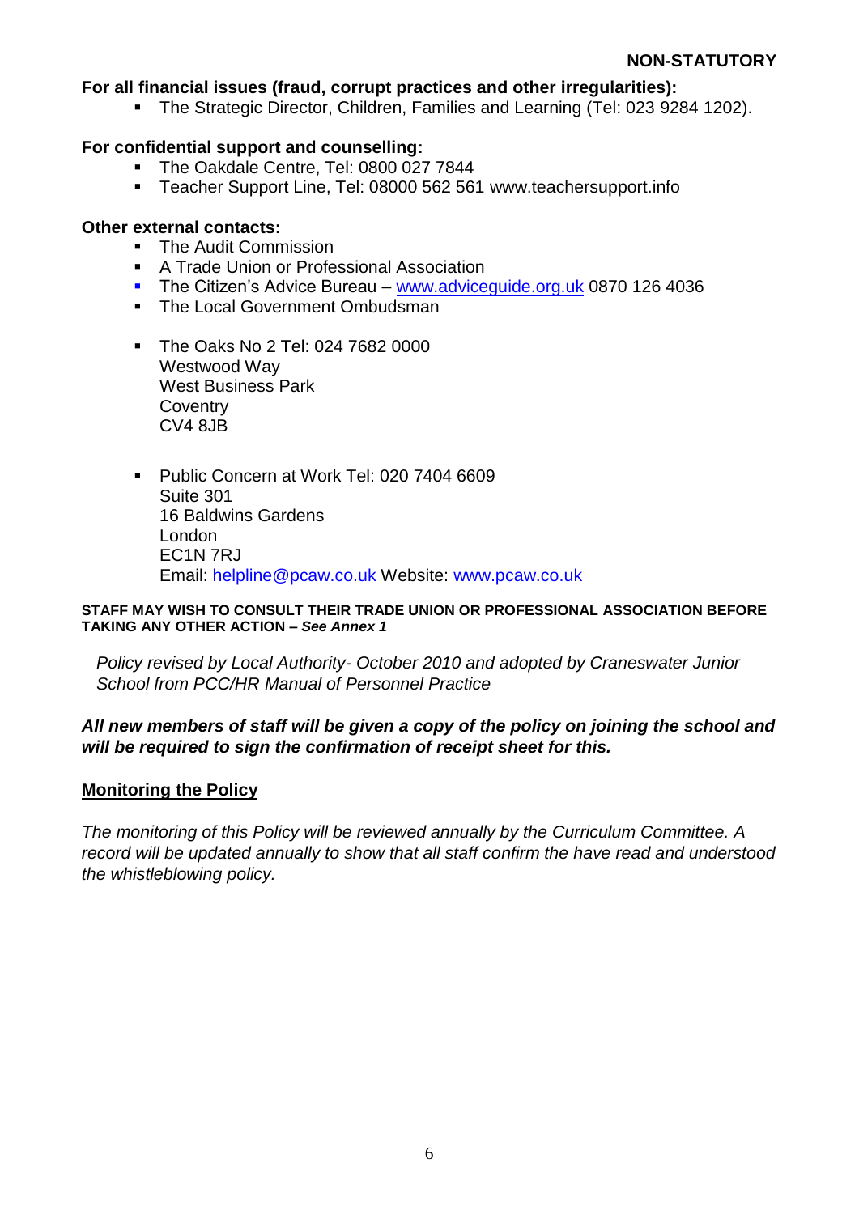**NON-STATUTORY**

**For all financial issues (fraud, corrupt practices and other irregularities):**

- The Strategic Director, Children, Families and Learning (Tel: 023 9284 1202).

**For confidential support and counselling:**

- The Oakdale Centre, Tel: 0800 027 7844
- Teacher Support Line, Tel: 08000 562 561 www.teachersupport.info

**Other external contacts:**

- The Audit Commission
- A Trade Union or Professional Association
- The Citizen's Advice Bureau – www.adviceguide.org.uk 0870 126 4036
- The Local Government Ombudsman
- The Oaks No 2 Tel: 024 7682 0000
  Westwood Way
  West Business Park
  Coventry
  CV4 8JB
- Public Concern at Work Tel: 020 7404 6609
  Suite 301
  16 Baldwins Gardens
  London
  EC1N 7RJ
  Email: helpline@pcaw.co.uk Website: www.pcaw.co.uk

**STAFF MAY WISH TO CONSULT THEIR TRADE UNION OR PROFESSIONAL ASSOCIATION BEFORE TAKING ANY OTHER ACTION – *See Annex 1***

*Policy revised by Local Authority- October 2010 and adopted by Craneswater Junior School from PCC/HR Manual of Personnel Practice*

***All new members of staff will be given a copy of the policy on joining the school and will be required to sign the confirmation of receipt sheet for this.***

## Monitoring the Policy

*The monitoring of this Policy will be reviewed annually by the Curriculum Committee. A record will be updated annually to show that all staff confirm the have read and understood the whistleblowing policy.*